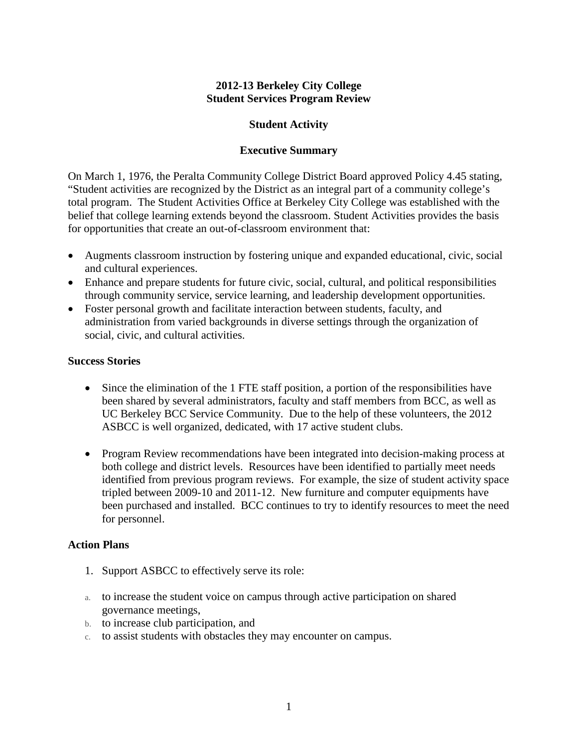# 2012-13 Berkeley City College
# Student Services Program Review

## Student Activity

## Executive Summary

On March 1, 1976, the Peralta Community College District Board approved Policy 4.45 stating, "Student activities are recognized by the District as an integral part of a community college's total program. The Student Activities Office at Berkeley City College was established with the belief that college learning extends beyond the classroom. Student Activities provides the basis for opportunities that create an out-of-classroom environment that:

- Augments classroom instruction by fostering unique and expanded educational, civic, social and cultural experiences.
- Enhance and prepare students for future civic, social, cultural, and political responsibilities through community service, service learning, and leadership development opportunities.
- Foster personal growth and facilitate interaction between students, faculty, and administration from varied backgrounds in diverse settings through the organization of social, civic, and cultural activities.

### Success Stories

- Since the elimination of the 1 FTE staff position, a portion of the responsibilities have been shared by several administrators, faculty and staff members from BCC, as well as UC Berkeley BCC Service Community. Due to the help of these volunteers, the 2012 ASBCC is well organized, dedicated, with 17 active student clubs.

- Program Review recommendations have been integrated into decision-making process at both college and district levels. Resources have been identified to partially meet needs identified from previous program reviews. For example, the size of student activity space tripled between 2009-10 and 2011-12. New furniture and computer equipments have been purchased and installed. BCC continues to try to identify resources to meet the need for personnel.

### Action Plans

1. Support ASBCC to effectively serve its role:

   a. to increase the student voice on campus through active participation on shared governance meetings,
   b. to increase club participation, and
   c. to assist students with obstacles they may encounter on campus.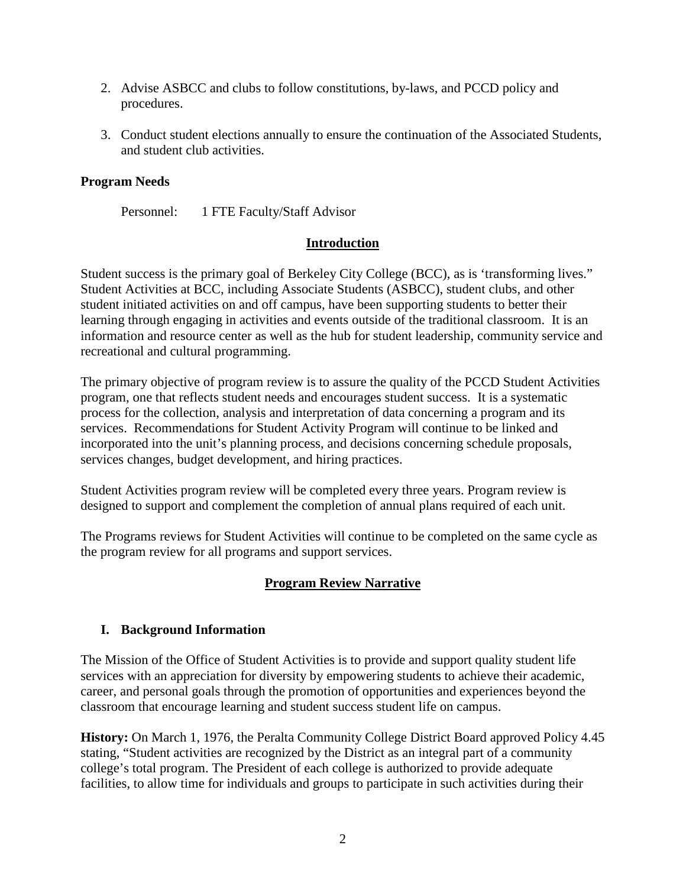2. Advise ASBCC and clubs to follow constitutions, by-laws, and PCCD policy and procedures.

3. Conduct student elections annually to ensure the continuation of the Associated Students, and student club activities.

**Program Needs**

Personnel: 1 FTE Faculty/Staff Advisor

## Introduction

Student success is the primary goal of Berkeley City College (BCC), as is 'transforming lives." Student Activities at BCC, including Associate Students (ASBCC), student clubs, and other student initiated activities on and off campus, have been supporting students to better their learning through engaging in activities and events outside of the traditional classroom. It is an information and resource center as well as the hub for student leadership, community service and recreational and cultural programming.

The primary objective of program review is to assure the quality of the PCCD Student Activities program, one that reflects student needs and encourages student success. It is a systematic process for the collection, analysis and interpretation of data concerning a program and its services. Recommendations for Student Activity Program will continue to be linked and incorporated into the unit's planning process, and decisions concerning schedule proposals, services changes, budget development, and hiring practices.

Student Activities program review will be completed every three years. Program review is designed to support and complement the completion of annual plans required of each unit.

The Programs reviews for Student Activities will continue to be completed on the same cycle as the program review for all programs and support services.

## Program Review Narrative

### I. Background Information

The Mission of the Office of Student Activities is to provide and support quality student life services with an appreciation for diversity by empowering students to achieve their academic, career, and personal goals through the promotion of opportunities and experiences beyond the classroom that encourage learning and student success student life on campus.

**History:** On March 1, 1976, the Peralta Community College District Board approved Policy 4.45 stating, "Student activities are recognized by the District as an integral part of a community college's total program. The President of each college is authorized to provide adequate facilities, to allow time for individuals and groups to participate in such activities during their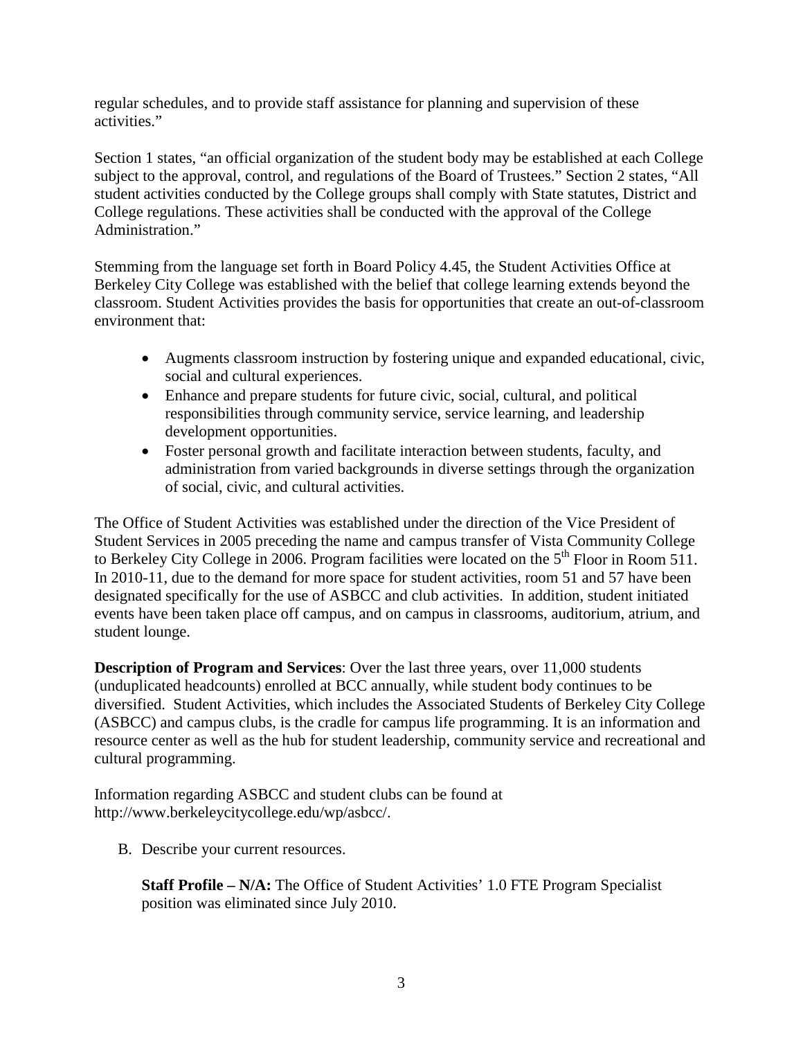regular schedules, and to provide staff assistance for planning and supervision of these activities."

Section 1 states, "an official organization of the student body may be established at each College subject to the approval, control, and regulations of the Board of Trustees." Section 2 states, "All student activities conducted by the College groups shall comply with State statutes, District and College regulations. These activities shall be conducted with the approval of the College Administration."

Stemming from the language set forth in Board Policy 4.45, the Student Activities Office at Berkeley City College was established with the belief that college learning extends beyond the classroom. Student Activities provides the basis for opportunities that create an out-of-classroom environment that:

- Augments classroom instruction by fostering unique and expanded educational, civic, social and cultural experiences.
- Enhance and prepare students for future civic, social, cultural, and political responsibilities through community service, service learning, and leadership development opportunities.
- Foster personal growth and facilitate interaction between students, faculty, and administration from varied backgrounds in diverse settings through the organization of social, civic, and cultural activities.

The Office of Student Activities was established under the direction of the Vice President of Student Services in 2005 preceding the name and campus transfer of Vista Community College to Berkeley City College in 2006. Program facilities were located on the 5th Floor in Room 511. In 2010-11, due to the demand for more space for student activities, room 51 and 57 have been designated specifically for the use of ASBCC and club activities. In addition, student initiated events have been taken place off campus, and on campus in classrooms, auditorium, atrium, and student lounge.

**Description of Program and Services**: Over the last three years, over 11,000 students (unduplicated headcounts) enrolled at BCC annually, while student body continues to be diversified. Student Activities, which includes the Associated Students of Berkeley City College (ASBCC) and campus clubs, is the cradle for campus life programming. It is an information and resource center as well as the hub for student leadership, community service and recreational and cultural programming.

Information regarding ASBCC and student clubs can be found at http://www.berkeleycitycollege.edu/wp/asbcc/.

B. Describe your current resources.

**Staff Profile – N/A:** The Office of Student Activities' 1.0 FTE Program Specialist position was eliminated since July 2010.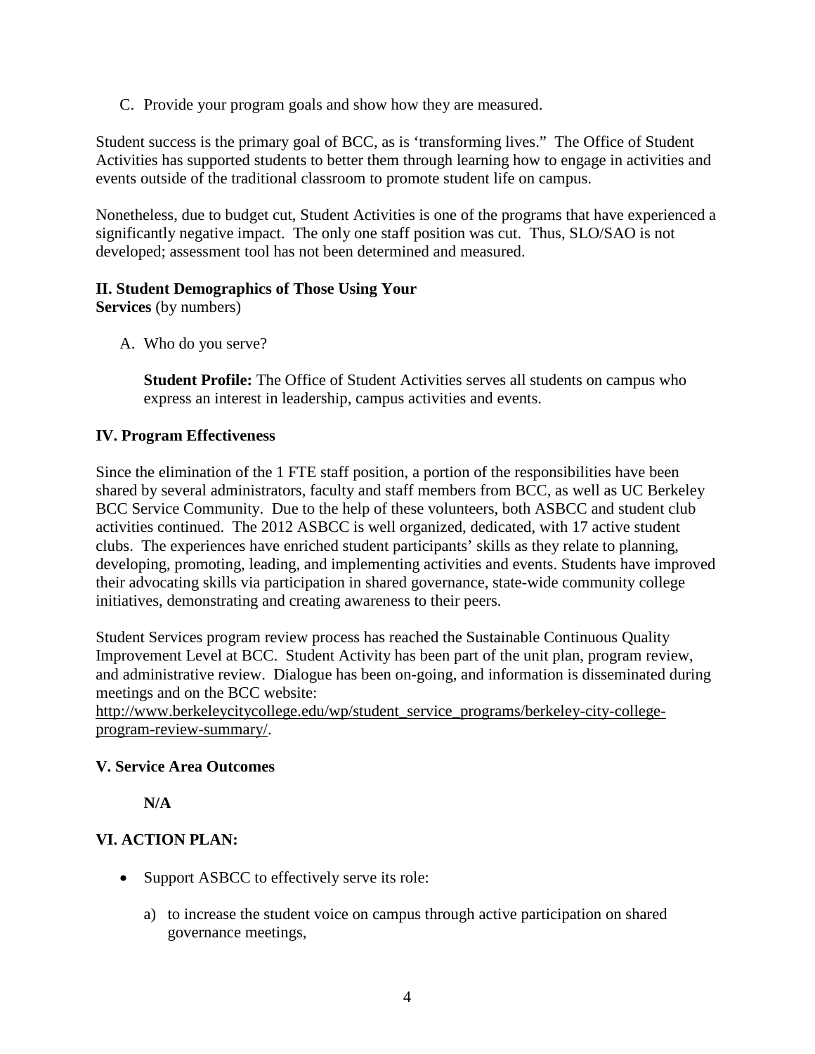C. Provide your program goals and show how they are measured.

Student success is the primary goal of BCC, as is 'transforming lives." The Office of Student Activities has supported students to better them through learning how to engage in activities and events outside of the traditional classroom to promote student life on campus.

Nonetheless, due to budget cut, Student Activities is one of the programs that have experienced a significantly negative impact. The only one staff position was cut. Thus, SLO/SAO is not developed; assessment tool has not been determined and measured.

**II. Student Demographics of Those Using Your Services** (by numbers)

A. Who do you serve?

**Student Profile:** The Office of Student Activities serves all students on campus who express an interest in leadership, campus activities and events.

**IV. Program Effectiveness**

Since the elimination of the 1 FTE staff position, a portion of the responsibilities have been shared by several administrators, faculty and staff members from BCC, as well as UC Berkeley BCC Service Community. Due to the help of these volunteers, both ASBCC and student club activities continued. The 2012 ASBCC is well organized, dedicated, with 17 active student clubs. The experiences have enriched student participants' skills as they relate to planning, developing, promoting, leading, and implementing activities and events. Students have improved their advocating skills via participation in shared governance, state-wide community college initiatives, demonstrating and creating awareness to their peers.

Student Services program review process has reached the Sustainable Continuous Quality Improvement Level at BCC. Student Activity has been part of the unit plan, program review, and administrative review. Dialogue has been on-going, and information is disseminated during meetings and on the BCC website: http://www.berkeleycitycollege.edu/wp/student_service_programs/berkeley-city-college-program-review-summary/.

**V. Service Area Outcomes**

**N/A**

**VI. ACTION PLAN:**

- Support ASBCC to effectively serve its role:
    a) to increase the student voice on campus through active participation on shared governance meetings,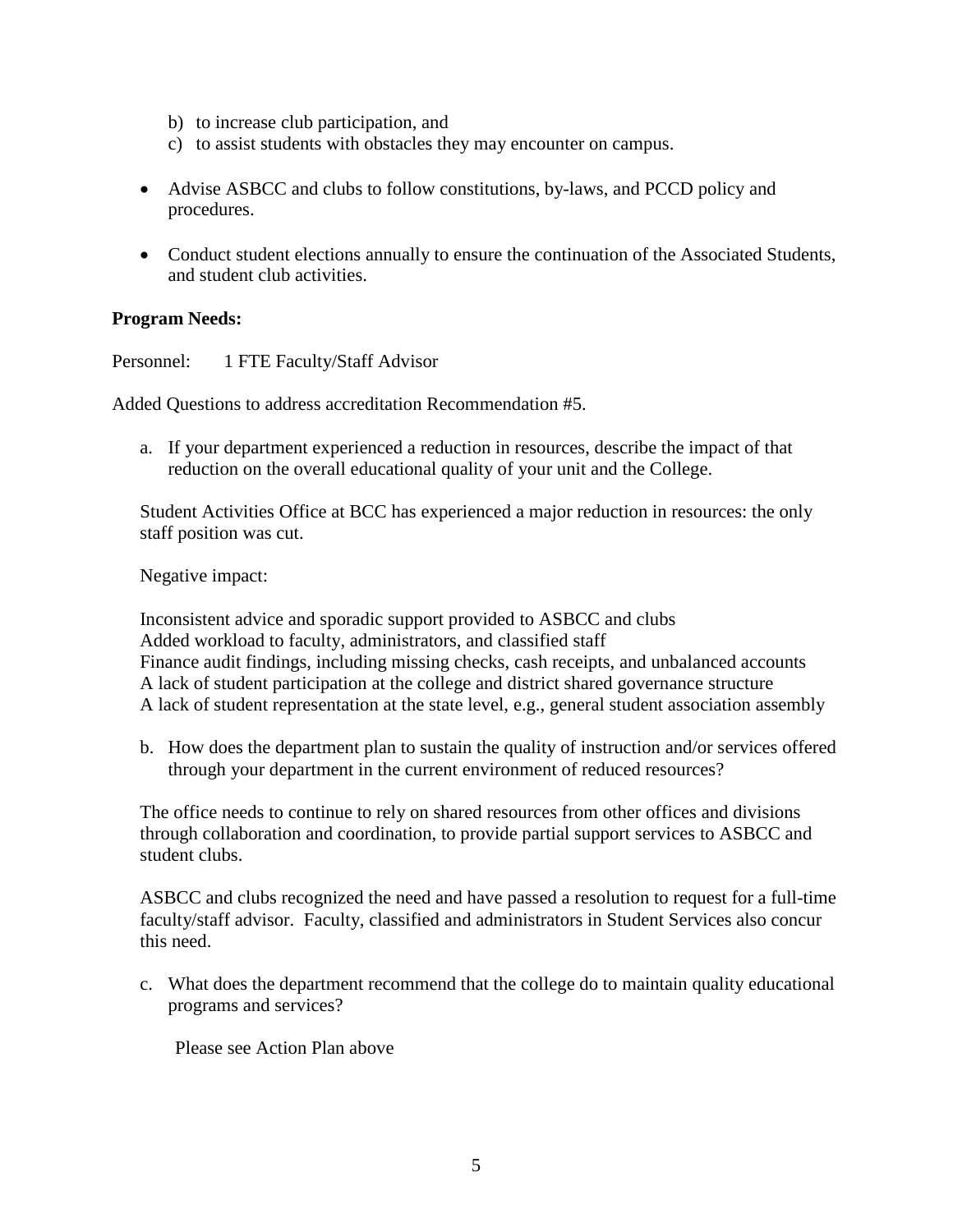b) to increase club participation, and
c) to assist students with obstacles they may encounter on campus.

- Advise ASBCC and clubs to follow constitutions, by-laws, and PCCD policy and procedures.

- Conduct student elections annually to ensure the continuation of the Associated Students, and student club activities.

**Program Needs:**

Personnel: 1 FTE Faculty/Staff Advisor

Added Questions to address accreditation Recommendation #5.

a. If your department experienced a reduction in resources, describe the impact of that reduction on the overall educational quality of your unit and the College.

Student Activities Office at BCC has experienced a major reduction in resources: the only staff position was cut.

Negative impact:

Inconsistent advice and sporadic support provided to ASBCC and clubs
Added workload to faculty, administrators, and classified staff
Finance audit findings, including missing checks, cash receipts, and unbalanced accounts
A lack of student participation at the college and district shared governance structure
A lack of student representation at the state level, e.g., general student association assembly

b. How does the department plan to sustain the quality of instruction and/or services offered through your department in the current environment of reduced resources?

The office needs to continue to rely on shared resources from other offices and divisions through collaboration and coordination, to provide partial support services to ASBCC and student clubs.

ASBCC and clubs recognized the need and have passed a resolution to request for a full-time faculty/staff advisor. Faculty, classified and administrators in Student Services also concur this need.

c. What does the department recommend that the college do to maintain quality educational programs and services?

Please see Action Plan above